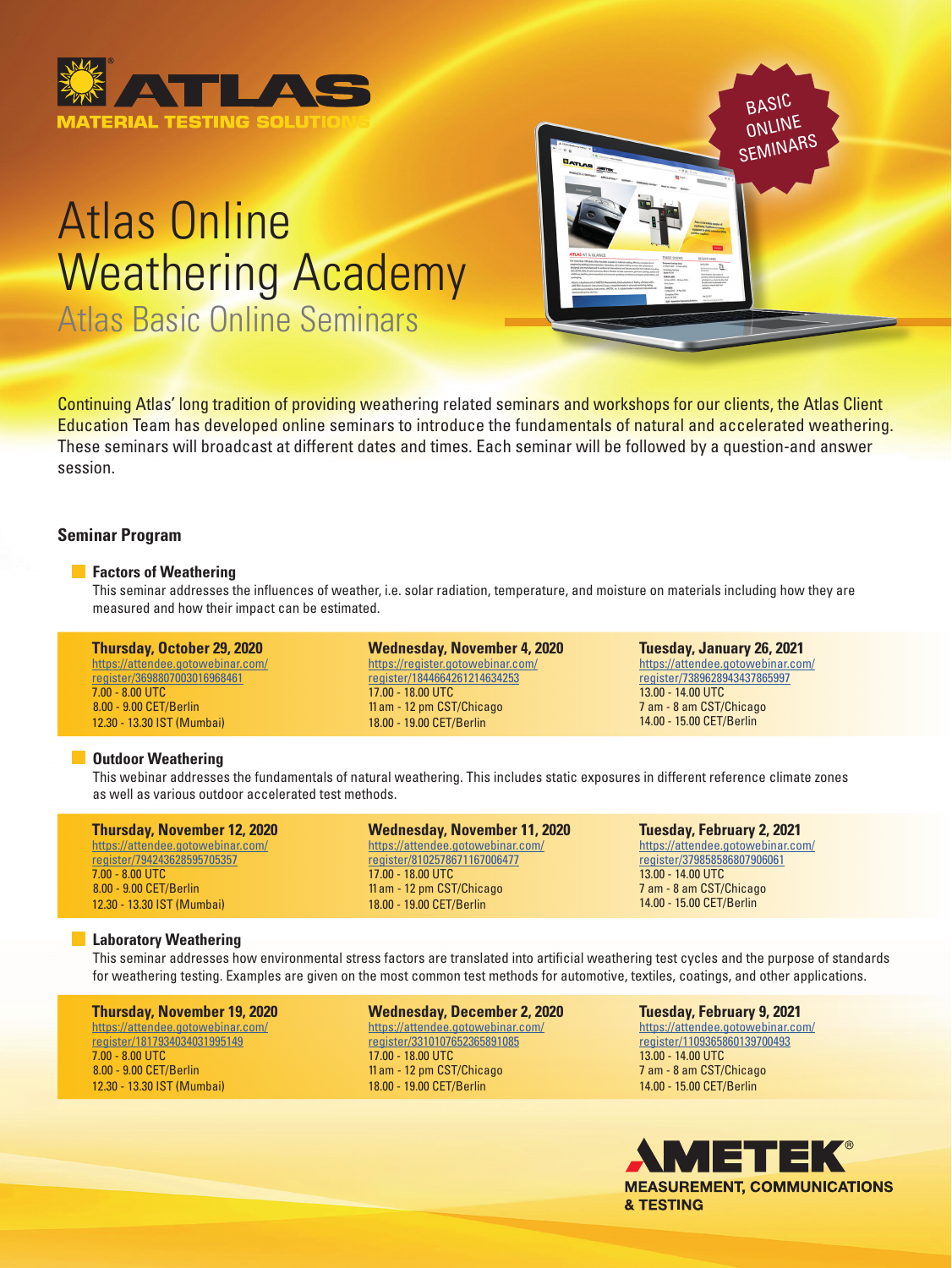ATLAS

MATERIAL TESTING SOLUTIONS

# Atlas Online Weathering Academy

## Atlas Basic Online Seminars

BASIC ONLINE SEMINARS

Continuing Atlas' long tradition of providing weathering related seminars and workshops for our clients, the Atlas Client Education Team has developed online seminars to introduce the fundamentals of natural and accelerated weathering. These seminars will broadcast at different dates and times. Each seminar will be followed by a question-and answer session.

## Seminar Program

### Factors of Weathering

This seminar addresses the influences of weather, i.e. solar radiation, temperature, and moisture on materials including how they are measured and how their impact can be estimated.

| **Thursday, October 29, 2020** | **Wednesday, November 4, 2020** | **Tuesday, January 26, 2021** |
|---|---|---|
| https://attendee.gotowebinar.com/register/3698807003016968461 | https://register.gotowebinar.com/register/1844664261214634253 | https://attendee.gotowebinar.com/register/7389628943437865997 |
| 7.00 - 8.00 UTC | 17.00 - 18.00 UTC | 13.00 - 14.00 UTC |
| 8.00 - 9.00 CET/Berlin | 11 am - 12 pm CST/Chicago | 7 am - 8 am CST/Chicago |
| 12.30 - 13.30 IST (Mumbai) | 18.00 - 19.00 CET/Berlin | 14.00 - 15.00 CET/Berlin |

### Outdoor Weathering

This webinar addresses the fundamentals of natural weathering. This includes static exposures in different reference climate zones as well as various outdoor accelerated test methods.

| **Thursday, November 12, 2020** | **Wednesday, November 11, 2020** | **Tuesday, February 2, 2021** |
|---|---|---|
| https://attendee.gotowebinar.com/register/794243628595705357 | https://attendee.gotowebinar.com/register/8102578671167006477 | https://attendee.gotowebinar.com/register/379858586807906061 |
| 7.00 - 8.00 UTC | 17.00 - 18.00 UTC | 13.00 - 14.00 UTC |
| 8.00 - 9.00 CET/Berlin | 11 am - 12 pm CST/Chicago | 7 am - 8 am CST/Chicago |
| 12.30 - 13.30 IST (Mumbai) | 18.00 - 19.00 CET/Berlin | 14.00 - 15.00 CET/Berlin |

### Laboratory Weathering

This seminar addresses how environmental stress factors are translated into artificial weathering test cycles and the purpose of standards for weathering testing. Examples are given on the most common test methods for automotive, textiles, coatings, and other applications.

| **Thursday, November 19, 2020** | **Wednesday, December 2, 2020** | **Tuesday, February 9, 2021** |
|---|---|---|
| https://attendee.gotowebinar.com/register/1817934034031995149 | https://attendee.gotowebinar.com/register/3310107652365891085 | https://attendee.gotowebinar.com/register/1109365860139700493 |
| 7.00 - 8.00 UTC | 17.00 - 18.00 UTC | 13.00 - 14.00 UTC |
| 8.00 - 9.00 CET/Berlin | 11 am - 12 pm CST/Chicago | 7 am - 8 am CST/Chicago |
| 12.30 - 13.30 IST (Mumbai) | 18.00 - 19.00 CET/Berlin | 14.00 - 15.00 CET/Berlin |

AMETEK®

MEASUREMENT, COMMUNICATIONS & TESTING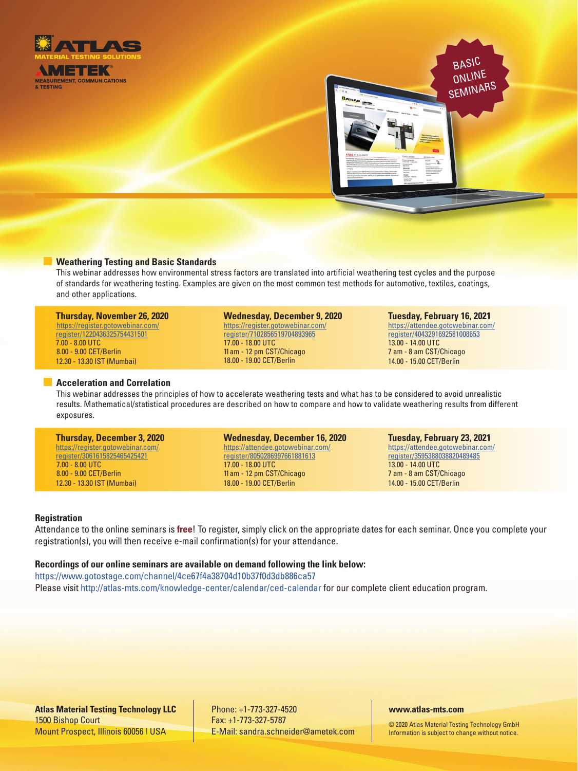ATLAS
MATERIAL TESTING SOLUTIONS
AMETEK®
MEASUREMENT, COMMUNICATIONS & TESTING

BASIC ONLINE SEMINARS

## Weathering Testing and Basic Standards

This webinar addresses how environmental stress factors are translated into artificial weathering test cycles and the purpose of standards for weathering testing. Examples are given on the most common test methods for automotive, textiles, coatings, and other applications.

| | | |
|---|---|---|
| **Thursday, November 26, 2020** | **Wednesday, December 9, 2020** | **Tuesday, February 16, 2021** |
| https://register.gotowebinar.com/register/1220436325754431501 | https://register.gotowebinar.com/register/7102856519704893965 | https://attendee.gotowebinar.com/register/4043291692581008653 |
| 7.00 - 8.00 UTC | 17.00 - 18.00 UTC | 13.00 - 14.00 UTC |
| 8.00 - 9.00 CET/Berlin | 11 am - 12 pm CST/Chicago | 7 am - 8 am CST/Chicago |
| 12.30 - 13.30 IST (Mumbai) | 18.00 - 19.00 CET/Berlin | 14.00 - 15.00 CET/Berlin |

## Acceleration and Correlation

This webinar addresses the principles of how to accelerate weathering tests and what has to be considered to avoid unrealistic results. Mathematical/statistical procedures are described on how to compare and how to validate weathering results from different exposures.

| | | |
|---|---|---|
| **Thursday, December 3, 2020** | **Wednesday, December 16, 2020** | **Tuesday, February 23, 2021** |
| https://register.gotowebinar.com/register/3061615825465425421 | https://attendee.gotowebinar.com/register/8050286997661881613 | https://attendee.gotowebinar.com/register/3595380038820489485 |
| 7.00 - 8.00 UTC | 17.00 - 18.00 UTC | 13.00 - 14.00 UTC |
| 8.00 - 9.00 CET/Berlin | 11 am - 12 pm CST/Chicago | 7 am - 8 am CST/Chicago |
| 12.30 - 13.30 IST (Mumbai) | 18.00 - 19.00 CET/Berlin | 14.00 - 15.00 CET/Berlin |

### Registration

Attendance to the online seminars is **free**! To register, simply click on the appropriate dates for each seminar. Once you complete your registration(s), you will then receive e-mail confirmation(s) for your attendance.

### Recordings of our online seminars are available on demand following the link below:

https://www.gotostage.com/channel/4ce67f4a38704d10b37f0d3db886ca57

Please visit http://atlas-mts.com/knowledge-center/calendar/ced-calendar for our complete client education program.

**Atlas Material Testing Technology LLC**
1500 Bishop Court
Mount Prospect, Illinois 60056 | USA

Phone: +1-773-327-4520
Fax: +1-773-327-5787
E-Mail: sandra.schneider@ametek.com

**www.atlas-mts.com**

© 2020 Atlas Material Testing Technology GmbH
Information is subject to change without notice.